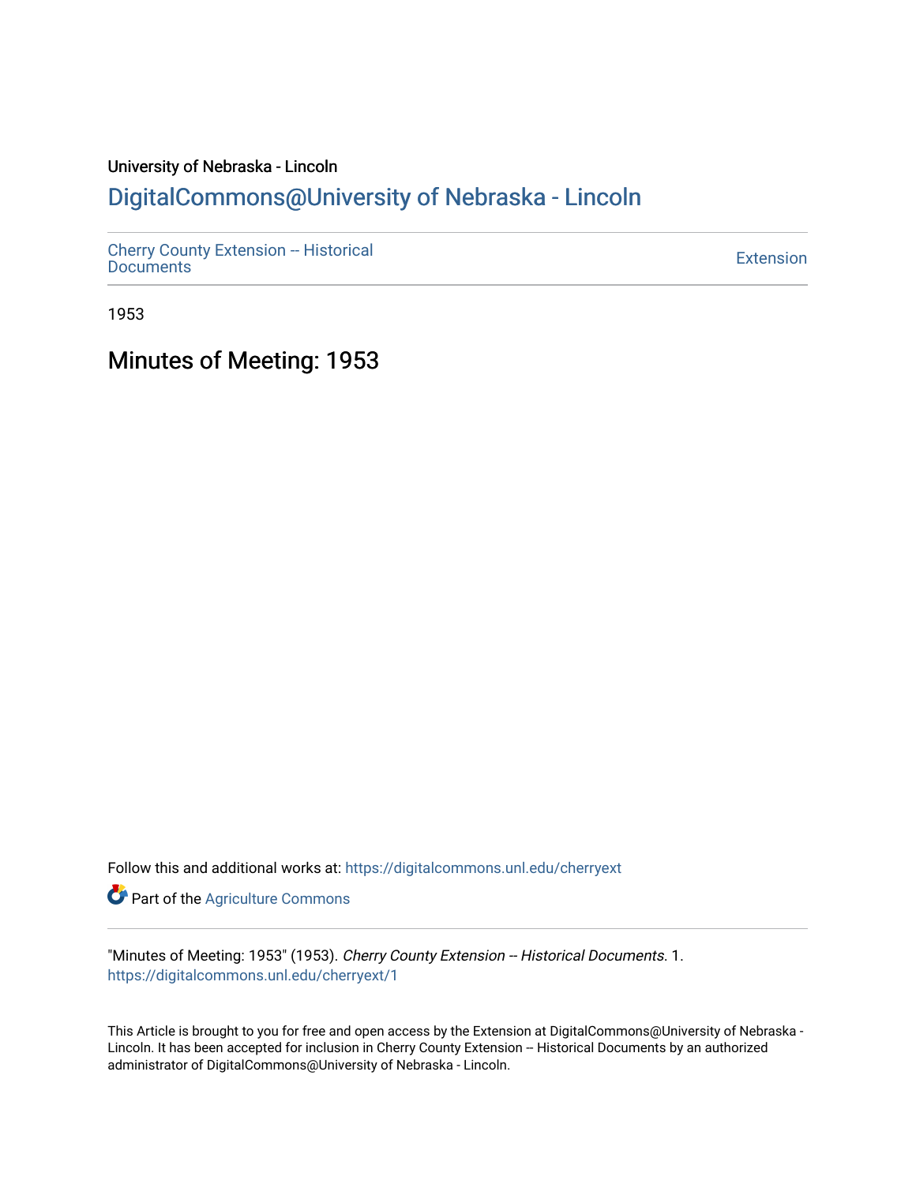University of Nebraska - Lincoln

# DigitalCommons@University of Nebraska - Lincoln

Cherry County Extension -- Historical Documents

Extension

1953

## Minutes of Meeting: 1953

Follow this and additional works at: https://digitalcommons.unl.edu/cherryext

Part of the Agriculture Commons

"Minutes of Meeting: 1953" (1953). *Cherry County Extension -- Historical Documents*. 1.
https://digitalcommons.unl.edu/cherryext/1

This Article is brought to you for free and open access by the Extension at DigitalCommons@University of Nebraska - Lincoln. It has been accepted for inclusion in Cherry County Extension -- Historical Documents by an authorized administrator of DigitalCommons@University of Nebraska - Lincoln.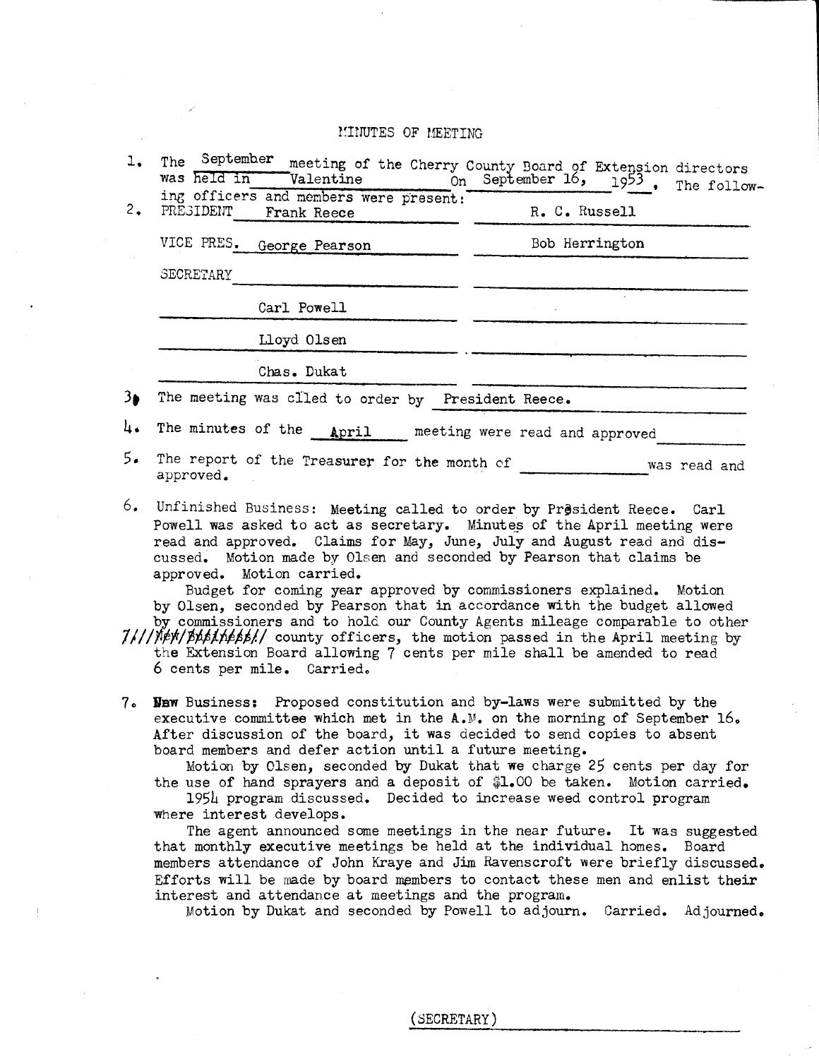MINUTES OF MEETING

1. The September meeting of the Cherry County Board of Extension directors was held in Valentine On September 16, 1953. The following officers and members were present:
2. PRESIDENT Frank Reece — R. C. Russell

   VICE PRES. George Pearson — Bob Herrington

   SECRETARY

   Carl Powell

   Lloyd Olsen

   Chas. Dukat
3. The meeting was clled to order by President Reece.
4. The minutes of the April meeting were read and approved
5. The report of the Treasurer for the month of \_\_\_\_\_\_\_\_ was read and approved.
6. Unfinished Business: Meeting called to order by President Reece. Carl Powell was asked to act as secretary. Minutes of the April meeting were read and approved. Claims for May, June, July and August read and discussed. Motion made by Olsen and seconded by Pearson that claims be approved. Motion carried.

   Budget for coming year approved by commissioners explained. Motion by Olsen, seconded by Pearson that in accordance with the budget allowed by commissioners and to hold our County Agents mileage comparable to other ~~New Business~~ county officers, the motion passed in the April meeting by the Extension Board allowing 7 cents per mile shall be amended to read 6 cents per mile. Carried.
7. New Business: Proposed constitution and by-laws were submitted by the executive committee which met in the A.M. on the morning of September 16. After discussion of the board, it was decided to send copies to absent board members and defer action until a future meeting.

   Motion by Olsen, seconded by Dukat that we charge 25 cents per day for the use of hand sprayers and a deposit of $1.00 be taken. Motion carried.

   1954 program discussed. Decided to increase weed control program where interest develops.

   The agent announced some meetings in the near future. It was suggested that monthly executive meetings be held at the individual homes. Board members attendance of John Kraye and Jim Ravenscroft were briefly discussed. Efforts will be made by board members to contact these men and enlist their interest and attendance at meetings and the program.

   Motion by Dukat and seconded by Powell to adjourn. Carried. Adjourned.

(SECRETARY)